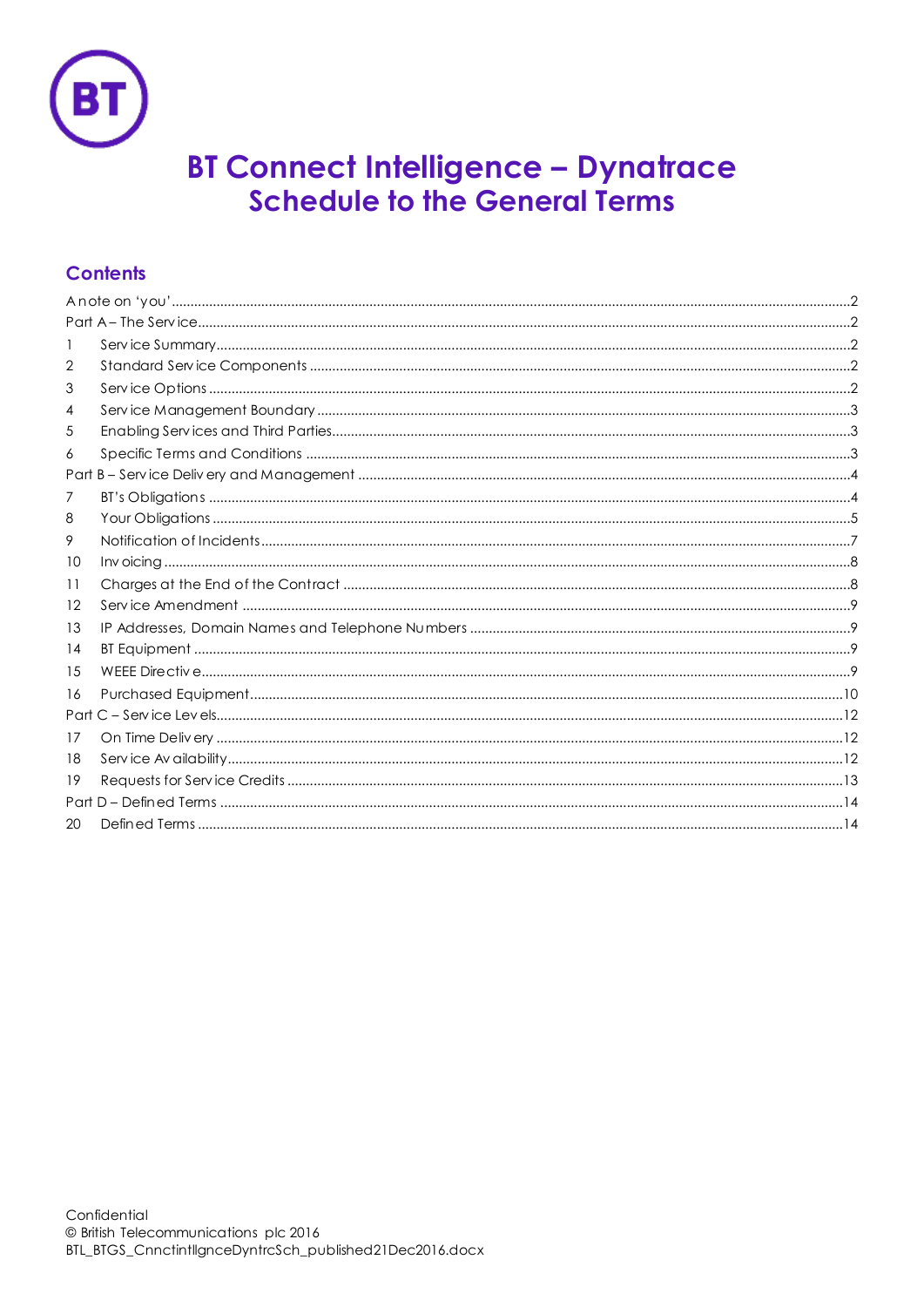# BT Connect Intelligence – Dynatrace
## Schedule to the General Terms

### Contents

A note on 'you' .......... 2
Part A – The Service .......... 2
1 Service Summary .......... 2
2 Standard Service Components .......... 2
3 Service Options .......... 2
4 Service Management Boundary .......... 3
5 Enabling Services and Third Parties .......... 3
6 Specific Terms and Conditions .......... 3
Part B – Service Delivery and Management .......... 4
7 BT's Obligations .......... 4
8 Your Obligations .......... 5
9 Notification of Incidents .......... 7
10 Invoicing .......... 8
11 Charges at the End of the Contract .......... 8
12 Service Amendment .......... 9
13 IP Addresses, Domain Names and Telephone Numbers .......... 9
14 BT Equipment .......... 9
15 WEEE Directive .......... 9
16 Purchased Equipment .......... 10
Part C – Service Levels .......... 12
17 On Time Delivery .......... 12
18 Service Availability .......... 12
19 Requests for Service Credits .......... 13
Part D – Defined Terms .......... 14
20 Defined Terms .......... 14

Confidential
© British Telecommunications plc 2016
BTL_BTGS_CnnctintllgnceDyntrcSch_published21Dec2016.docx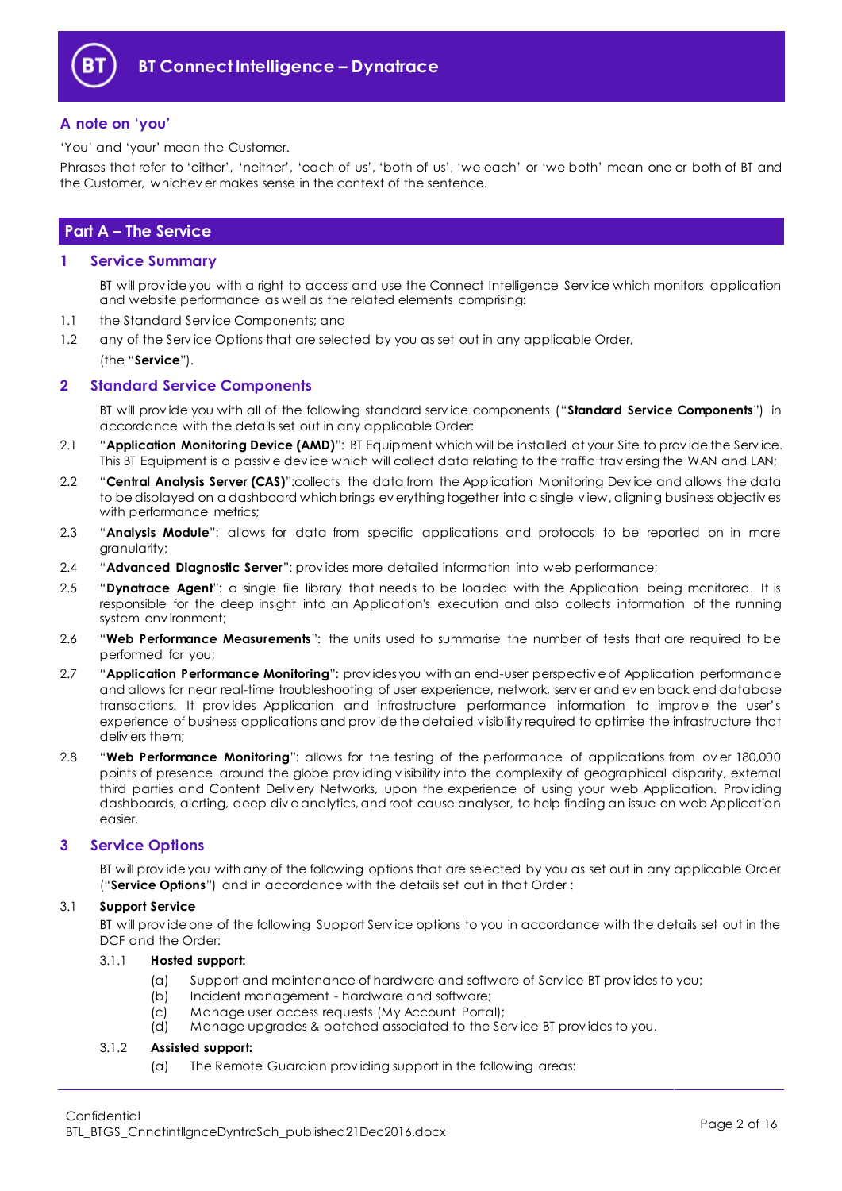## A note on 'you'

'You' and 'your' mean the Customer.

Phrases that refer to 'either', 'neither', 'each of us', 'both of us', 'we each' or 'we both' mean one or both of BT and the Customer, whichever makes sense in the context of the sentence.

# Part A – The Service

## 1 Service Summary

BT will provide you with a right to access and use the Connect Intelligence Service which monitors application and website performance as well as the related elements comprising:

1.1 the Standard Service Components; and

1.2 any of the Service Options that are selected by you as set out in any applicable Order,

(the "**Service**").

## 2 Standard Service Components

BT will provide you with all of the following standard service components ("**Standard Service Components**") in accordance with the details set out in any applicable Order:

2.1 "**Application Monitoring Device (AMD)**": BT Equipment which will be installed at your Site to provide the Service. This BT Equipment is a passive device which will collect data relating to the traffic traversing the WAN and LAN;

2.2 "**Central Analysis Server (CAS)**":collects the data from the Application Monitoring Device and allows the data to be displayed on a dashboard which brings everything together into a single view, aligning business objectives with performance metrics;

2.3 "**Analysis Module**": allows for data from specific applications and protocols to be reported on in more granularity;

2.4 "**Advanced Diagnostic Server**": provides more detailed information into web performance;

2.5 "**Dynatrace Agent**": a single file library that needs to be loaded with the Application being monitored. It is responsible for the deep insight into an Application's execution and also collects information of the running system environment;

2.6 "**Web Performance Measurements**": the units used to summarise the number of tests that are required to be performed for you;

2.7 "**Application Performance Monitoring**": provides you with an end-user perspective of Application performance and allows for near real-time troubleshooting of user experience, network, server and even back end database transactions. It provides Application and infrastructure performance information to improve the user's experience of business applications and provide the detailed visibility required to optimise the infrastructure that delivers them;

2.8 "**Web Performance Monitoring**": allows for the testing of the performance of applications from over 180,000 points of presence around the globe providing visibility into the complexity of geographical disparity, external third parties and Content Delivery Networks, upon the experience of using your web Application. Providing dashboards, alerting, deep dive analytics, and root cause analyser, to help finding an issue on web Application easier.

## 3 Service Options

BT will provide you with any of the following options that are selected by you as set out in any applicable Order ("**Service Options**") and in accordance with the details set out in that Order :

3.1 **Support Service**

BT will provide one of the following Support Service options to you in accordance with the details set out in the DCF and the Order:

3.1.1 **Hosted support:**

(a) Support and maintenance of hardware and software of Service BT provides to you;
(b) Incident management - hardware and software;
(c) Manage user access requests (My Account Portal);
(d) Manage upgrades & patched associated to the Service BT provides to you.

3.1.2 **Assisted support:**

(a) The Remote Guardian providing support in the following areas: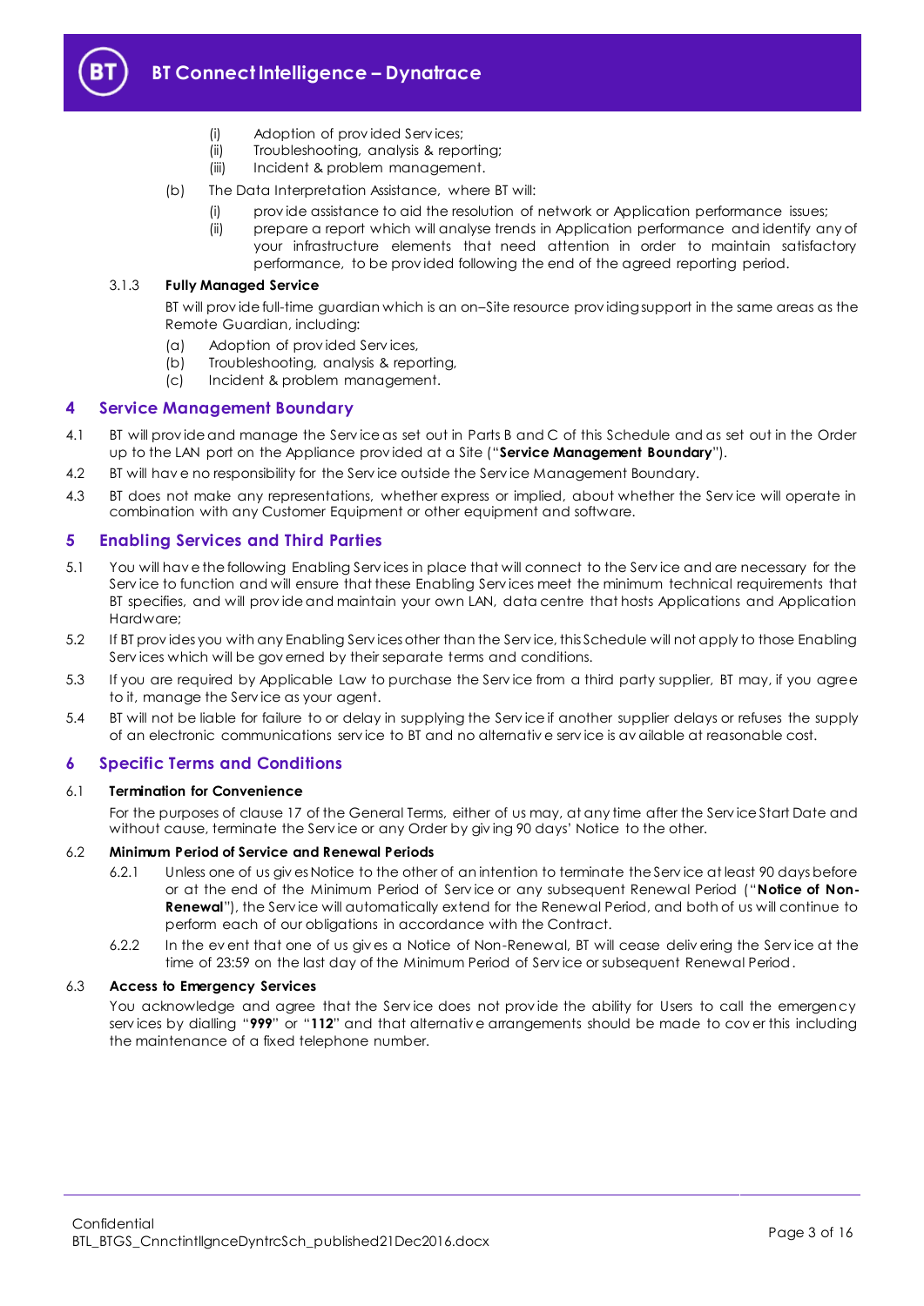(i) Adoption of provided Services;
(ii) Troubleshooting, analysis & reporting;
(iii) Incident & problem management.

(b) The Data Interpretation Assistance, where BT will:

(i) provide assistance to aid the resolution of network or Application performance issues;
(ii) prepare a report which will analyse trends in Application performance and identify any of your infrastructure elements that need attention in order to maintain satisfactory performance, to be provided following the end of the agreed reporting period.

3.1.3 **Fully Managed Service**

BT will provide full-time guardian which is an on–Site resource providing support in the same areas as the Remote Guardian, including:

(a) Adoption of provided Services,
(b) Troubleshooting, analysis & reporting,
(c) Incident & problem management.

## 4 Service Management Boundary

4.1 BT will provide and manage the Service as set out in Parts B and C of this Schedule and as set out in the Order up to the LAN port on the Appliance provided at a Site ("**Service Management Boundary**").

4.2 BT will have no responsibility for the Service outside the Service Management Boundary.

4.3 BT does not make any representations, whether express or implied, about whether the Service will operate in combination with any Customer Equipment or other equipment and software.

## 5 Enabling Services and Third Parties

5.1 You will have the following Enabling Services in place that will connect to the Service and are necessary for the Service to function and will ensure that these Enabling Services meet the minimum technical requirements that BT specifies, and will provide and maintain your own LAN, data centre that hosts Applications and Application Hardware;

5.2 If BT provides you with any Enabling Services other than the Service, this Schedule will not apply to those Enabling Services which will be governed by their separate terms and conditions.

5.3 If you are required by Applicable Law to purchase the Service from a third party supplier, BT may, if you agree to it, manage the Service as your agent.

5.4 BT will not be liable for failure to or delay in supplying the Service if another supplier delays or refuses the supply of an electronic communications service to BT and no alternative service is available at reasonable cost.

## 6 Specific Terms and Conditions

6.1 **Termination for Convenience**

For the purposes of clause 17 of the General Terms, either of us may, at any time after the Service Start Date and without cause, terminate the Service or any Order by giving 90 days' Notice to the other.

6.2 **Minimum Period of Service and Renewal Periods**

6.2.1 Unless one of us gives Notice to the other of an intention to terminate the Service at least 90 days before or at the end of the Minimum Period of Service or any subsequent Renewal Period ("**Notice of Non-Renewal**"), the Service will automatically extend for the Renewal Period, and both of us will continue to perform each of our obligations in accordance with the Contract.

6.2.2 In the event that one of us gives a Notice of Non-Renewal, BT will cease delivering the Service at the time of 23:59 on the last day of the Minimum Period of Service or subsequent Renewal Period.

6.3 **Access to Emergency Services**

You acknowledge and agree that the Service does not provide the ability for Users to call the emergency services by dialling "**999**" or "**112**" and that alternative arrangements should be made to cover this including the maintenance of a fixed telephone number.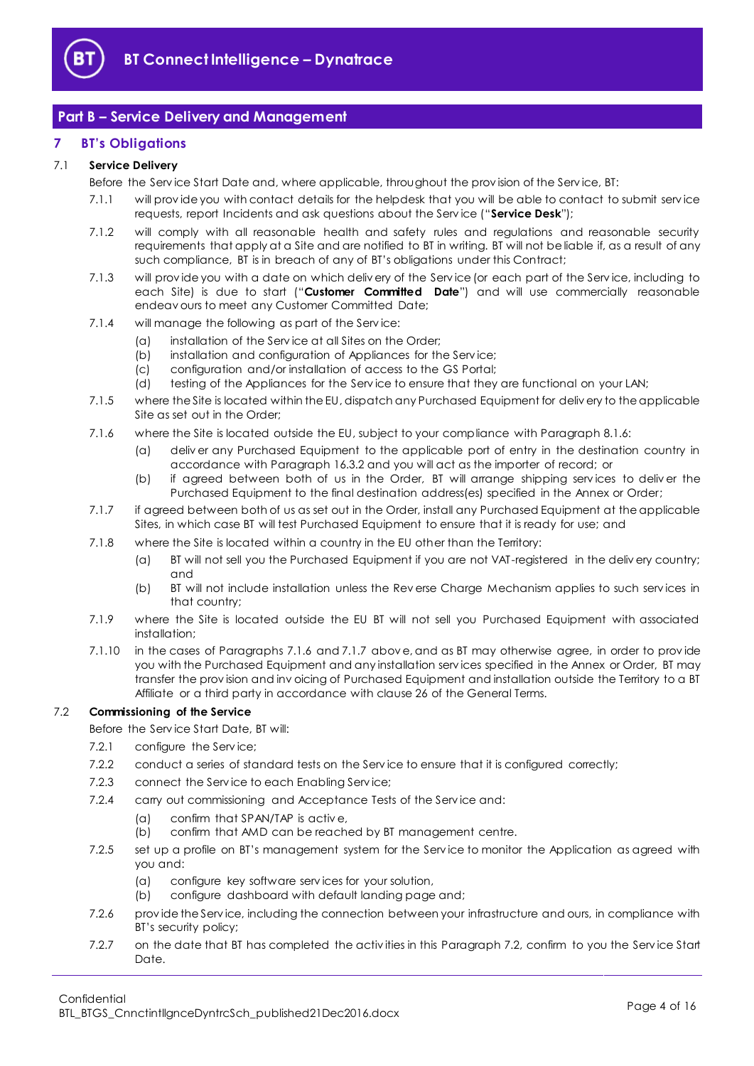## Part B – Service Delivery and Management

## 7 BT's Obligations

### 7.1 Service Delivery

Before the Service Start Date and, where applicable, throughout the provision of the Service, BT:

7.1.1 will provide you with contact details for the helpdesk that you will be able to contact to submit service requests, report Incidents and ask questions about the Service ("**Service Desk**");

7.1.2 will comply with all reasonable health and safety rules and regulations and reasonable security requirements that apply at a Site and are notified to BT in writing. BT will not be liable if, as a result of any such compliance, BT is in breach of any of BT's obligations under this Contract;

7.1.3 will provide you with a date on which delivery of the Service (or each part of the Service, including to each Site) is due to start ("**Customer Committed Date**") and will use commercially reasonable endeavours to meet any Customer Committed Date;

7.1.4 will manage the following as part of the Service:

(a) installation of the Service at all Sites on the Order;
(b) installation and configuration of Appliances for the Service;
(c) configuration and/or installation of access to the GS Portal;
(d) testing of the Appliances for the Service to ensure that they are functional on your LAN;

7.1.5 where the Site is located within the EU, dispatch any Purchased Equipment for delivery to the applicable Site as set out in the Order;

7.1.6 where the Site is located outside the EU, subject to your compliance with Paragraph 8.1.6:

(a) deliver any Purchased Equipment to the applicable port of entry in the destination country in accordance with Paragraph 16.3.2 and you will act as the importer of record; or
(b) if agreed between both of us in the Order, BT will arrange shipping services to deliver the Purchased Equipment to the final destination address(es) specified in the Annex or Order;

7.1.7 if agreed between both of us as set out in the Order, install any Purchased Equipment at the applicable Sites, in which case BT will test Purchased Equipment to ensure that it is ready for use; and

7.1.8 where the Site is located within a country in the EU other than the Territory:

(a) BT will not sell you the Purchased Equipment if you are not VAT-registered in the delivery country; and
(b) BT will not include installation unless the Reverse Charge Mechanism applies to such services in that country;

7.1.9 where the Site is located outside the EU BT will not sell you Purchased Equipment with associated installation;

7.1.10 in the cases of Paragraphs 7.1.6 and 7.1.7 above, and as BT may otherwise agree, in order to provide you with the Purchased Equipment and any installation services specified in the Annex or Order, BT may transfer the provision and invoicing of Purchased Equipment and installation outside the Territory to a BT Affiliate or a third party in accordance with clause 26 of the General Terms.

### 7.2 Commissioning of the Service

Before the Service Start Date, BT will:

7.2.1 configure the Service;

7.2.2 conduct a series of standard tests on the Service to ensure that it is configured correctly;

7.2.3 connect the Service to each Enabling Service;

7.2.4 carry out commissioning and Acceptance Tests of the Service and:

(a) confirm that SPAN/TAP is active,
(b) confirm that AMD can be reached by BT management centre.

7.2.5 set up a profile on BT's management system for the Service to monitor the Application as agreed with you and:

(a) configure key software services for your solution,
(b) configure dashboard with default landing page and;

7.2.6 provide the Service, including the connection between your infrastructure and ours, in compliance with BT's security policy;

7.2.7 on the date that BT has completed the activities in this Paragraph 7.2, confirm to you the Service Start Date.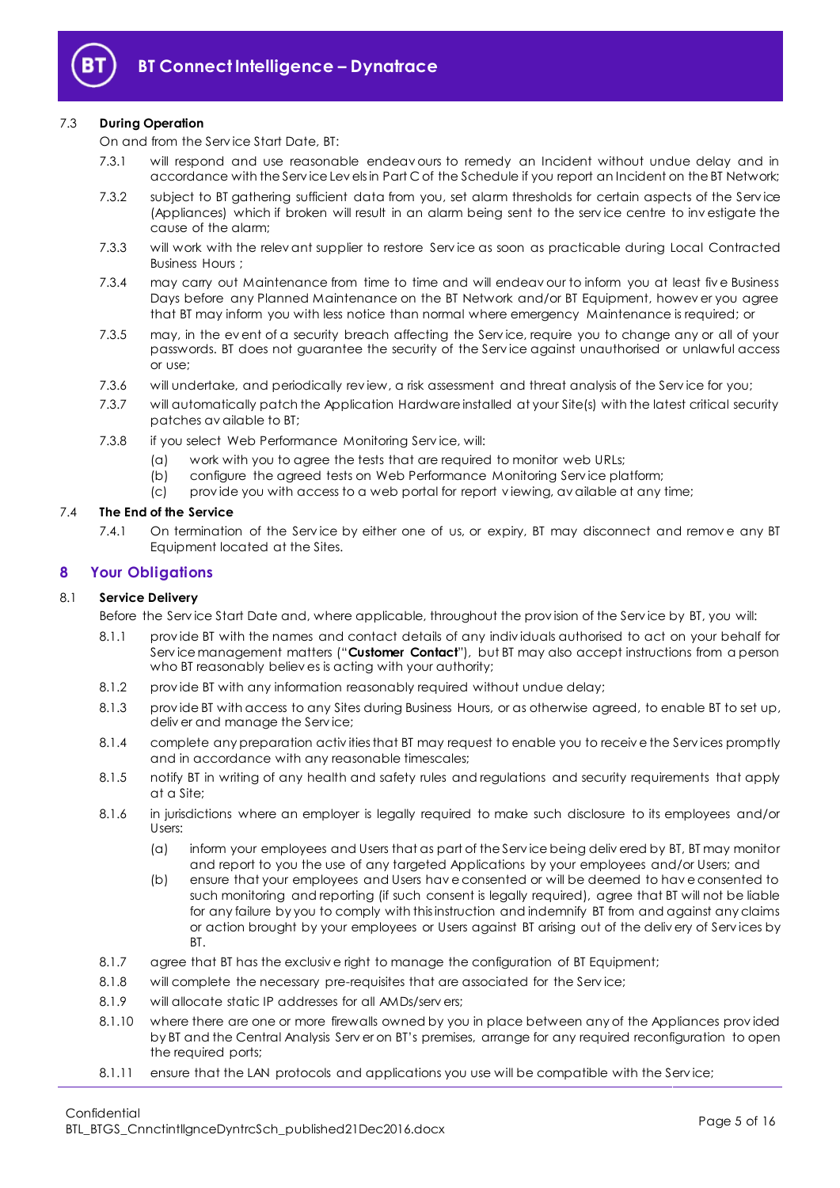7.3 **During Operation**

On and from the Service Start Date, BT:

7.3.1 will respond and use reasonable endeavours to remedy an Incident without undue delay and in accordance with the Service Levels in Part C of the Schedule if you report an Incident on the BT Network;

7.3.2 subject to BT gathering sufficient data from you, set alarm thresholds for certain aspects of the Service (Appliances) which if broken will result in an alarm being sent to the service centre to investigate the cause of the alarm;

7.3.3 will work with the relevant supplier to restore Service as soon as practicable during Local Contracted Business Hours ;

7.3.4 may carry out Maintenance from time to time and will endeavour to inform you at least five Business Days before any Planned Maintenance on the BT Network and/or BT Equipment, however you agree that BT may inform you with less notice than normal where emergency Maintenance is required; or

7.3.5 may, in the event of a security breach affecting the Service, require you to change any or all of your passwords. BT does not guarantee the security of the Service against unauthorised or unlawful access or use;

7.3.6 will undertake, and periodically review, a risk assessment and threat analysis of the Service for you;

7.3.7 will automatically patch the Application Hardware installed at your Site(s) with the latest critical security patches available to BT;

7.3.8 if you select Web Performance Monitoring Service, will:

(a) work with you to agree the tests that are required to monitor web URLs;

(b) configure the agreed tests on Web Performance Monitoring Service platform;

(c) provide you with access to a web portal for report viewing, available at any time;

7.4 **The End of the Service**

7.4.1 On termination of the Service by either one of us, or expiry, BT may disconnect and remove any BT Equipment located at the Sites.

## 8 Your Obligations

8.1 **Service Delivery**

Before the Service Start Date and, where applicable, throughout the provision of the Service by BT, you will:

8.1.1 provide BT with the names and contact details of any individuals authorised to act on your behalf for Service management matters ("**Customer Contact**"), but BT may also accept instructions from a person who BT reasonably believes is acting with your authority;

8.1.2 provide BT with any information reasonably required without undue delay;

8.1.3 provide BT with access to any Sites during Business Hours, or as otherwise agreed, to enable BT to set up, deliver and manage the Service;

8.1.4 complete any preparation activities that BT may request to enable you to receive the Services promptly and in accordance with any reasonable timescales;

8.1.5 notify BT in writing of any health and safety rules and regulations and security requirements that apply at a Site;

8.1.6 in jurisdictions where an employer is legally required to make such disclosure to its employees and/or Users:

(a) inform your employees and Users that as part of the Service being delivered by BT, BT may monitor and report to you the use of any targeted Applications by your employees and/or Users; and

(b) ensure that your employees and Users have consented or will be deemed to have consented to such monitoring and reporting (if such consent is legally required), agree that BT will not be liable for any failure by you to comply with this instruction and indemnify BT from and against any claims or action brought by your employees or Users against BT arising out of the delivery of Services by BT.

8.1.7 agree that BT has the exclusive right to manage the configuration of BT Equipment;

8.1.8 will complete the necessary pre-requisites that are associated for the Service;

8.1.9 will allocate static IP addresses for all AMDs/servers;

8.1.10 where there are one or more firewalls owned by you in place between any of the Appliances provided by BT and the Central Analysis Server on BT's premises, arrange for any required reconfiguration to open the required ports;

8.1.11 ensure that the LAN protocols and applications you use will be compatible with the Service;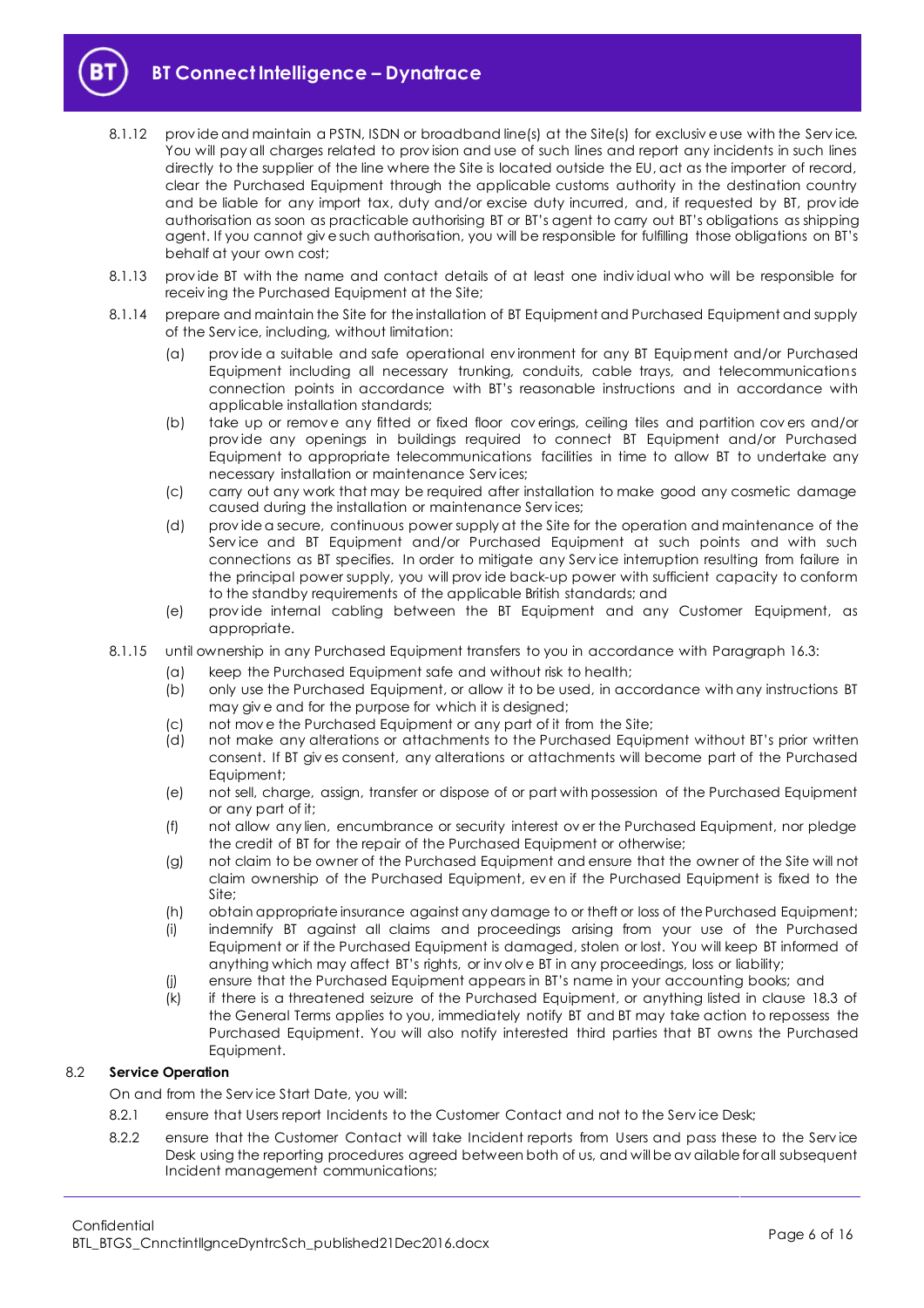8.1.12 provide and maintain a PSTN, ISDN or broadband line(s) at the Site(s) for exclusive use with the Service. You will pay all charges related to provision and use of such lines and report any incidents in such lines directly to the supplier of the line where the Site is located outside the EU, act as the importer of record, clear the Purchased Equipment through the applicable customs authority in the destination country and be liable for any import tax, duty and/or excise duty incurred, and, if requested by BT, provide authorisation as soon as practicable authorising BT or BT's agent to carry out BT's obligations as shipping agent. If you cannot give such authorisation, you will be responsible for fulfilling those obligations on BT's behalf at your own cost;

8.1.13 provide BT with the name and contact details of at least one individual who will be responsible for receiving the Purchased Equipment at the Site;

8.1.14 prepare and maintain the Site for the installation of BT Equipment and Purchased Equipment and supply of the Service, including, without limitation:

(a) provide a suitable and safe operational environment for any BT Equipment and/or Purchased Equipment including all necessary trunking, conduits, cable trays, and telecommunications connection points in accordance with BT's reasonable instructions and in accordance with applicable installation standards;

(b) take up or remove any fitted or fixed floor coverings, ceiling tiles and partition covers and/or provide any openings in buildings required to connect BT Equipment and/or Purchased Equipment to appropriate telecommunications facilities in time to allow BT to undertake any necessary installation or maintenance Services;

(c) carry out any work that may be required after installation to make good any cosmetic damage caused during the installation or maintenance Services;

(d) provide a secure, continuous power supply at the Site for the operation and maintenance of the Service and BT Equipment and/or Purchased Equipment at such points and with such connections as BT specifies. In order to mitigate any Service interruption resulting from failure in the principal power supply, you will provide back-up power with sufficient capacity to conform to the standby requirements of the applicable British standards; and

(e) provide internal cabling between the BT Equipment and any Customer Equipment, as appropriate.

8.1.15 until ownership in any Purchased Equipment transfers to you in accordance with Paragraph 16.3:

(a) keep the Purchased Equipment safe and without risk to health;

(b) only use the Purchased Equipment, or allow it to be used, in accordance with any instructions BT may give and for the purpose for which it is designed;

(c) not move the Purchased Equipment or any part of it from the Site;

(d) not make any alterations or attachments to the Purchased Equipment without BT's prior written consent. If BT gives consent, any alterations or attachments will become part of the Purchased Equipment;

(e) not sell, charge, assign, transfer or dispose of or part with possession of the Purchased Equipment or any part of it;

(f) not allow any lien, encumbrance or security interest over the Purchased Equipment, nor pledge the credit of BT for the repair of the Purchased Equipment or otherwise;

(g) not claim to be owner of the Purchased Equipment and ensure that the owner of the Site will not claim ownership of the Purchased Equipment, even if the Purchased Equipment is fixed to the Site;

(h) obtain appropriate insurance against any damage to or theft or loss of the Purchased Equipment;

(i) indemnify BT against all claims and proceedings arising from your use of the Purchased Equipment or if the Purchased Equipment is damaged, stolen or lost. You will keep BT informed of anything which may affect BT's rights, or involve BT in any proceedings, loss or liability;

(j) ensure that the Purchased Equipment appears in BT's name in your accounting books; and

(k) if there is a threatened seizure of the Purchased Equipment, or anything listed in clause 18.3 of the General Terms applies to you, immediately notify BT and BT may take action to repossess the Purchased Equipment. You will also notify interested third parties that BT owns the Purchased Equipment.

## 8.2 Service Operation

On and from the Service Start Date, you will:

8.2.1 ensure that Users report Incidents to the Customer Contact and not to the Service Desk;

8.2.2 ensure that the Customer Contact will take Incident reports from Users and pass these to the Service Desk using the reporting procedures agreed between both of us, and will be available for all subsequent Incident management communications;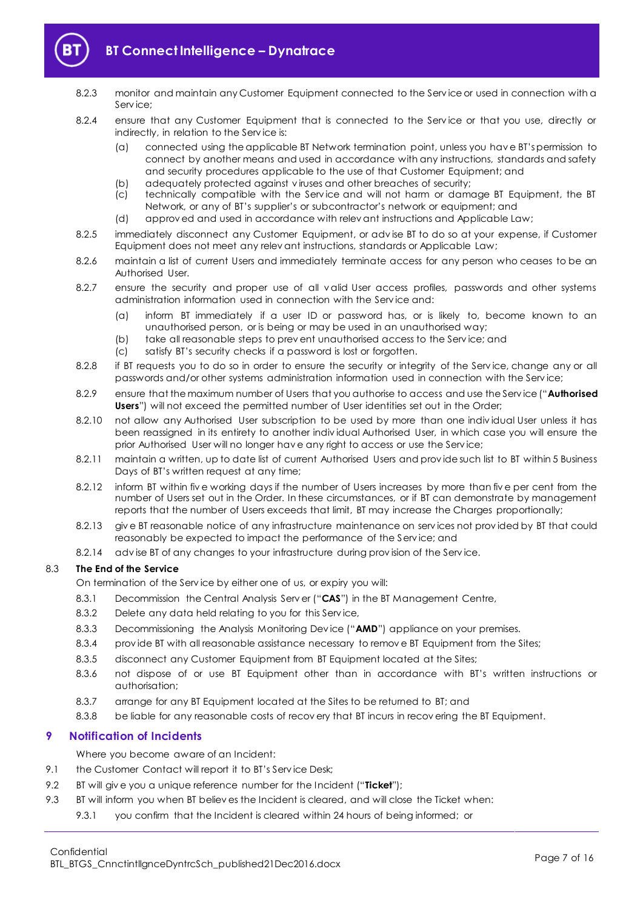8.2.3 monitor and maintain any Customer Equipment connected to the Service or used in connection with a Service;

8.2.4 ensure that any Customer Equipment that is connected to the Service or that you use, directly or indirectly, in relation to the Service is:

(a) connected using the applicable BT Network termination point, unless you have BT's permission to connect by another means and used in accordance with any instructions, standards and safety and security procedures applicable to the use of that Customer Equipment; and

(b) adequately protected against viruses and other breaches of security;

(c) technically compatible with the Service and will not harm or damage BT Equipment, the BT Network, or any of BT's supplier's or subcontractor's network or equipment; and

(d) approved and used in accordance with relevant instructions and Applicable Law;

8.2.5 immediately disconnect any Customer Equipment, or advise BT to do so at your expense, if Customer Equipment does not meet any relevant instructions, standards or Applicable Law;

8.2.6 maintain a list of current Users and immediately terminate access for any person who ceases to be an Authorised User.

8.2.7 ensure the security and proper use of all valid User access profiles, passwords and other systems administration information used in connection with the Service and:

(a) inform BT immediately if a user ID or password has, or is likely to, become known to an unauthorised person, or is being or may be used in an unauthorised way;

(b) take all reasonable steps to prevent unauthorised access to the Service; and

(c) satisfy BT's security checks if a password is lost or forgotten.

8.2.8 if BT requests you to do so in order to ensure the security or integrity of the Service, change any or all passwords and/or other systems administration information used in connection with the Service;

8.2.9 ensure that the maximum number of Users that you authorise to access and use the Service ("**Authorised Users**") will not exceed the permitted number of User identities set out in the Order;

8.2.10 not allow any Authorised User subscription to be used by more than one individual User unless it has been reassigned in its entirety to another individual Authorised User, in which case you will ensure the prior Authorised User will no longer have any right to access or use the Service;

8.2.11 maintain a written, up to date list of current Authorised Users and provide such list to BT within 5 Business Days of BT's written request at any time;

8.2.12 inform BT within five working days if the number of Users increases by more than five per cent from the number of Users set out in the Order. In these circumstances, or if BT can demonstrate by management reports that the number of Users exceeds that limit, BT may increase the Charges proportionally;

8.2.13 give BT reasonable notice of any infrastructure maintenance on services not provided by BT that could reasonably be expected to impact the performance of the Service; and

8.2.14 advise BT of any changes to your infrastructure during provision of the Service.

### 8.3 The End of the Service

On termination of the Service by either one of us, or expiry you will:

8.3.1 Decommission the Central Analysis Server ("**CAS**") in the BT Management Centre,

8.3.2 Delete any data held relating to you for this Service,

8.3.3 Decommissioning the Analysis Monitoring Device ("**AMD**") appliance on your premises.

8.3.4 provide BT with all reasonable assistance necessary to remove BT Equipment from the Sites;

8.3.5 disconnect any Customer Equipment from BT Equipment located at the Sites;

8.3.6 not dispose of or use BT Equipment other than in accordance with BT's written instructions or authorisation;

8.3.7 arrange for any BT Equipment located at the Sites to be returned to BT; and

8.3.8 be liable for any reasonable costs of recovery that BT incurs in recovering the BT Equipment.

## 9 Notification of Incidents

Where you become aware of an Incident:

9.1 the Customer Contact will report it to BT's Service Desk;

9.2 BT will give you a unique reference number for the Incident ("**Ticket**");

9.3 BT will inform you when BT believes the Incident is cleared, and will close the Ticket when:

9.3.1 you confirm that the Incident is cleared within 24 hours of being informed; or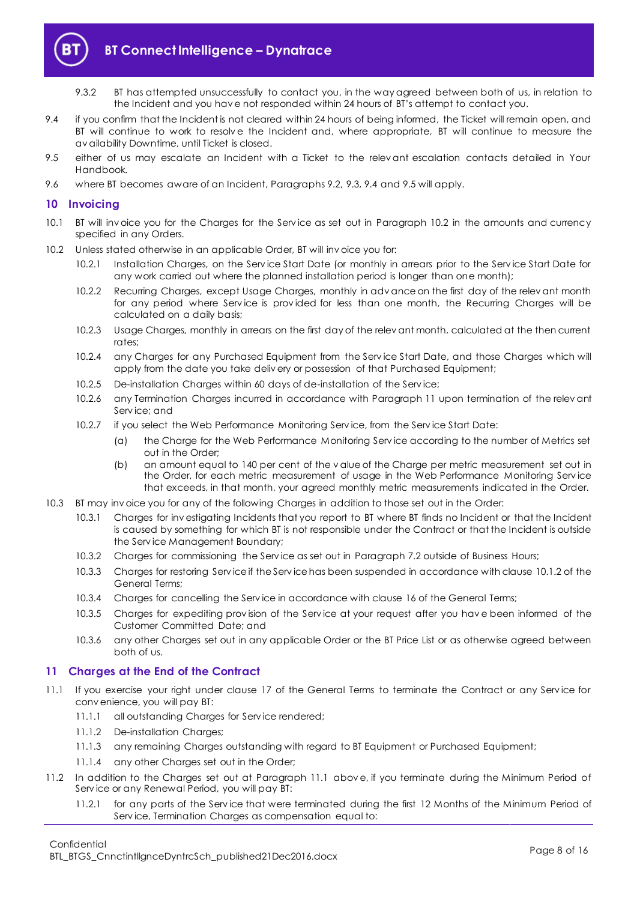9.3.2 BT has attempted unsuccessfully to contact you, in the way agreed between both of us, in relation to the Incident and you have not responded within 24 hours of BT's attempt to contact you.

9.4 if you confirm that the Incident is not cleared within 24 hours of being informed, the Ticket will remain open, and BT will continue to work to resolve the Incident and, where appropriate, BT will continue to measure the availability Downtime, until Ticket is closed.

9.5 either of us may escalate an Incident with a Ticket to the relevant escalation contacts detailed in Your Handbook.

9.6 where BT becomes aware of an Incident, Paragraphs 9.2, 9.3, 9.4 and 9.5 will apply.

## 10 Invoicing

10.1 BT will invoice you for the Charges for the Service as set out in Paragraph 10.2 in the amounts and currency specified in any Orders.

10.2 Unless stated otherwise in an applicable Order, BT will invoice you for:

10.2.1 Installation Charges, on the Service Start Date (or monthly in arrears prior to the Service Start Date for any work carried out where the planned installation period is longer than one month);

10.2.2 Recurring Charges, except Usage Charges, monthly in advance on the first day of the relevant month for any period where Service is provided for less than one month, the Recurring Charges will be calculated on a daily basis;

10.2.3 Usage Charges, monthly in arrears on the first day of the relevant month, calculated at the then current rates;

10.2.4 any Charges for any Purchased Equipment from the Service Start Date, and those Charges which will apply from the date you take delivery or possession of that Purchased Equipment;

10.2.5 De-installation Charges within 60 days of de-installation of the Service;

10.2.6 any Termination Charges incurred in accordance with Paragraph 11 upon termination of the relevant Service; and

10.2.7 if you select the Web Performance Monitoring Service, from the Service Start Date:

(a) the Charge for the Web Performance Monitoring Service according to the number of Metrics set out in the Order;

(b) an amount equal to 140 per cent of the value of the Charge per metric measurement set out in the Order, for each metric measurement of usage in the Web Performance Monitoring Service that exceeds, in that month, your agreed monthly metric measurements indicated in the Order.

10.3 BT may invoice you for any of the following Charges in addition to those set out in the Order:

10.3.1 Charges for investigating Incidents that you report to BT where BT finds no Incident or that the Incident is caused by something for which BT is not responsible under the Contract or that the Incident is outside the Service Management Boundary;

10.3.2 Charges for commissioning the Service as set out in Paragraph 7.2 outside of Business Hours;

10.3.3 Charges for restoring Service if the Service has been suspended in accordance with clause 10.1.2 of the General Terms;

10.3.4 Charges for cancelling the Service in accordance with clause 16 of the General Terms;

10.3.5 Charges for expediting provision of the Service at your request after you have been informed of the Customer Committed Date; and

10.3.6 any other Charges set out in any applicable Order or the BT Price List or as otherwise agreed between both of us.

## 11 Charges at the End of the Contract

11.1 If you exercise your right under clause 17 of the General Terms to terminate the Contract or any Service for convenience, you will pay BT:

11.1.1 all outstanding Charges for Service rendered;

11.1.2 De-installation Charges;

11.1.3 any remaining Charges outstanding with regard to BT Equipment or Purchased Equipment;

11.1.4 any other Charges set out in the Order;

11.2 In addition to the Charges set out at Paragraph 11.1 above, if you terminate during the Minimum Period of Service or any Renewal Period, you will pay BT:

11.2.1 for any parts of the Service that were terminated during the first 12 Months of the Minimum Period of Service, Termination Charges as compensation equal to: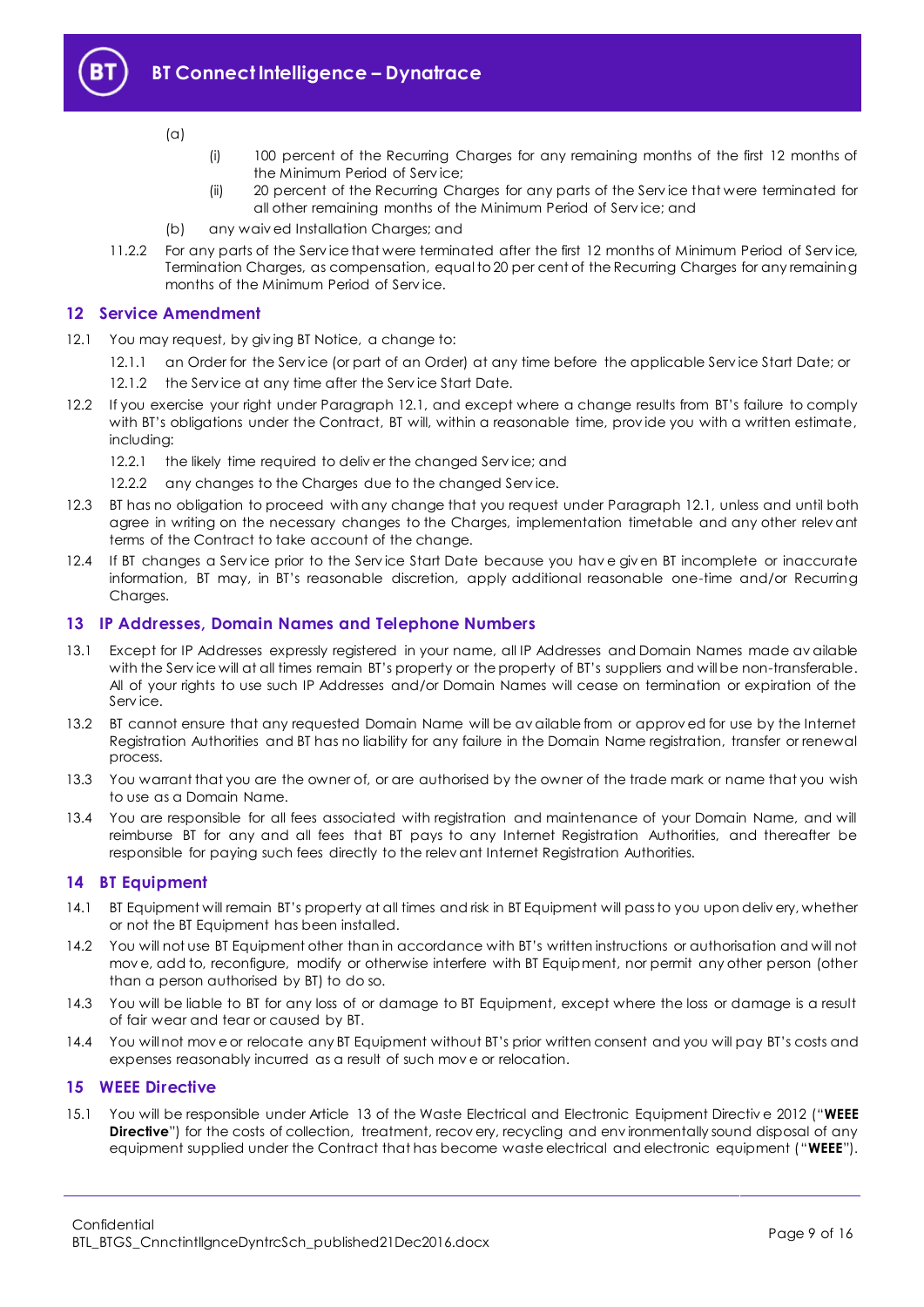(a)

(i) 100 percent of the Recurring Charges for any remaining months of the first 12 months of the Minimum Period of Service;

(ii) 20 percent of the Recurring Charges for any parts of the Service that were terminated for all other remaining months of the Minimum Period of Service; and

(b) any waived Installation Charges; and

11.2.2 For any parts of the Service that were terminated after the first 12 months of Minimum Period of Service, Termination Charges, as compensation, equal to 20 per cent of the Recurring Charges for any remaining months of the Minimum Period of Service.

## 12 Service Amendment

12.1 You may request, by giving BT Notice, a change to:

12.1.1 an Order for the Service (or part of an Order) at any time before the applicable Service Start Date; or

12.1.2 the Service at any time after the Service Start Date.

12.2 If you exercise your right under Paragraph 12.1, and except where a change results from BT's failure to comply with BT's obligations under the Contract, BT will, within a reasonable time, provide you with a written estimate, including:

12.2.1 the likely time required to deliver the changed Service; and

12.2.2 any changes to the Charges due to the changed Service.

12.3 BT has no obligation to proceed with any change that you request under Paragraph 12.1, unless and until both agree in writing on the necessary changes to the Charges, implementation timetable and any other relevant terms of the Contract to take account of the change.

12.4 If BT changes a Service prior to the Service Start Date because you have given BT incomplete or inaccurate information, BT may, in BT's reasonable discretion, apply additional reasonable one-time and/or Recurring Charges.

## 13 IP Addresses, Domain Names and Telephone Numbers

13.1 Except for IP Addresses expressly registered in your name, all IP Addresses and Domain Names made available with the Service will at all times remain BT's property or the property of BT's suppliers and will be non-transferable. All of your rights to use such IP Addresses and/or Domain Names will cease on termination or expiration of the Service.

13.2 BT cannot ensure that any requested Domain Name will be available from or approved for use by the Internet Registration Authorities and BT has no liability for any failure in the Domain Name registration, transfer or renewal process.

13.3 You warrant that you are the owner of, or are authorised by the owner of the trade mark or name that you wish to use as a Domain Name.

13.4 You are responsible for all fees associated with registration and maintenance of your Domain Name, and will reimburse BT for any and all fees that BT pays to any Internet Registration Authorities, and thereafter be responsible for paying such fees directly to the relevant Internet Registration Authorities.

## 14 BT Equipment

14.1 BT Equipment will remain BT's property at all times and risk in BT Equipment will pass to you upon delivery, whether or not the BT Equipment has been installed.

14.2 You will not use BT Equipment other than in accordance with BT's written instructions or authorisation and will not move, add to, reconfigure, modify or otherwise interfere with BT Equipment, nor permit any other person (other than a person authorised by BT) to do so.

14.3 You will be liable to BT for any loss of or damage to BT Equipment, except where the loss or damage is a result of fair wear and tear or caused by BT.

14.4 You will not move or relocate any BT Equipment without BT's prior written consent and you will pay BT's costs and expenses reasonably incurred as a result of such move or relocation.

## 15 WEEE Directive

15.1 You will be responsible under Article 13 of the Waste Electrical and Electronic Equipment Directive 2012 ("**WEEE Directive**") for the costs of collection, treatment, recovery, recycling and environmentally sound disposal of any equipment supplied under the Contract that has become waste electrical and electronic equipment ("**WEEE**").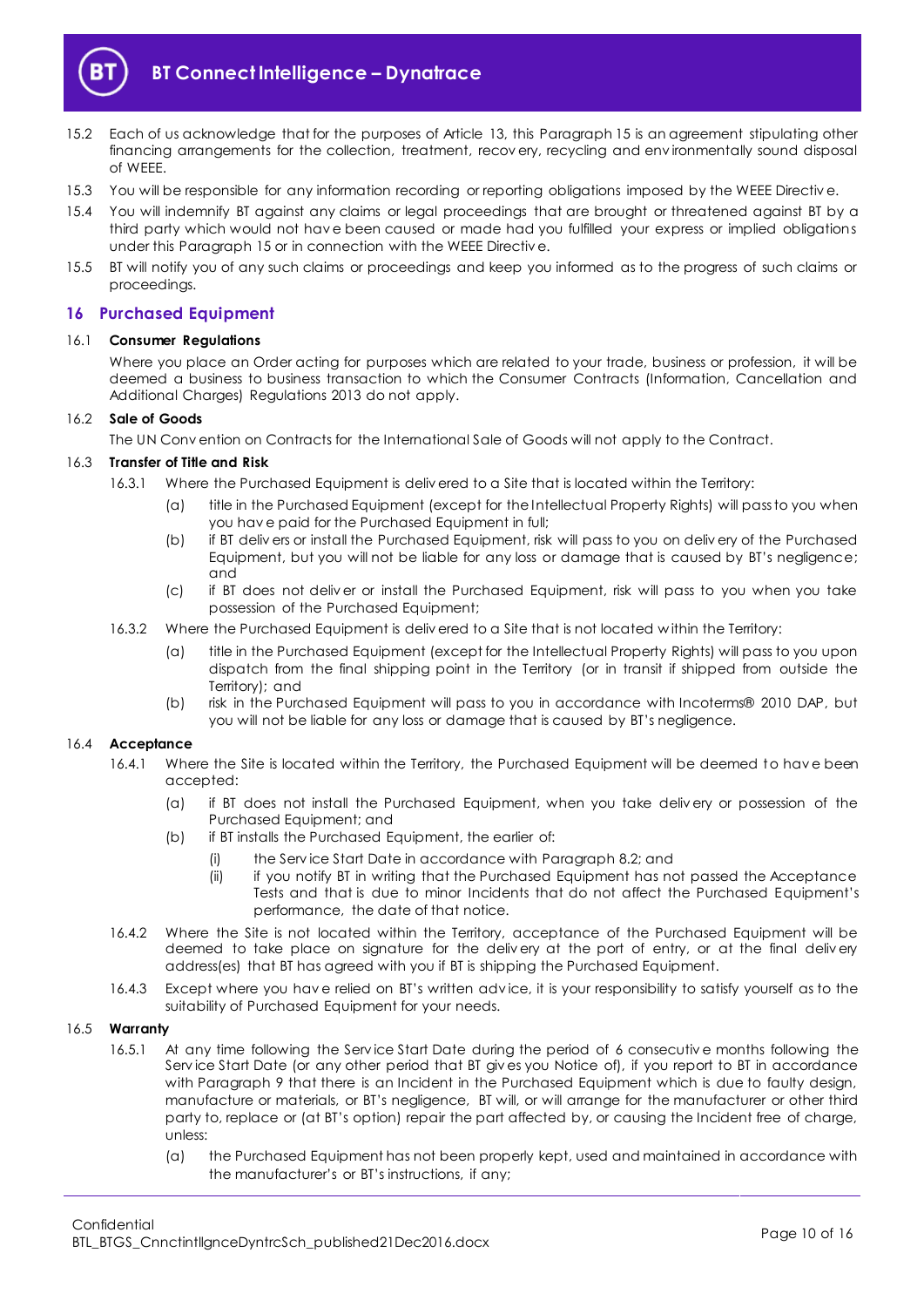15.2 Each of us acknowledge that for the purposes of Article 13, this Paragraph 15 is an agreement stipulating other financing arrangements for the collection, treatment, recovery, recycling and environmentally sound disposal of WEEE.

15.3 You will be responsible for any information recording or reporting obligations imposed by the WEEE Directive.

15.4 You will indemnify BT against any claims or legal proceedings that are brought or threatened against BT by a third party which would not have been caused or made had you fulfilled your express or implied obligations under this Paragraph 15 or in connection with the WEEE Directive.

15.5 BT will notify you of any such claims or proceedings and keep you informed as to the progress of such claims or proceedings.

## 16 Purchased Equipment

16.1 **Consumer Regulations**

Where you place an Order acting for purposes which are related to your trade, business or profession, it will be deemed a business to business transaction to which the Consumer Contracts (Information, Cancellation and Additional Charges) Regulations 2013 do not apply.

16.2 **Sale of Goods**

The UN Convention on Contracts for the International Sale of Goods will not apply to the Contract.

16.3 **Transfer of Title and Risk**

16.3.1 Where the Purchased Equipment is delivered to a Site that is located within the Territory:

(a) title in the Purchased Equipment (except for the Intellectual Property Rights) will pass to you when you have paid for the Purchased Equipment in full;

(b) if BT delivers or install the Purchased Equipment, risk will pass to you on delivery of the Purchased Equipment, but you will not be liable for any loss or damage that is caused by BT's negligence; and

(c) if BT does not deliver or install the Purchased Equipment, risk will pass to you when you take possession of the Purchased Equipment;

16.3.2 Where the Purchased Equipment is delivered to a Site that is not located within the Territory:

(a) title in the Purchased Equipment (except for the Intellectual Property Rights) will pass to you upon dispatch from the final shipping point in the Territory (or in transit if shipped from outside the Territory); and

(b) risk in the Purchased Equipment will pass to you in accordance with Incoterms® 2010 DAP, but you will not be liable for any loss or damage that is caused by BT's negligence.

16.4 **Acceptance**

16.4.1 Where the Site is located within the Territory, the Purchased Equipment will be deemed to have been accepted:

(a) if BT does not install the Purchased Equipment, when you take delivery or possession of the Purchased Equipment; and

(b) if BT installs the Purchased Equipment, the earlier of:

(i) the Service Start Date in accordance with Paragraph 8.2; and

(ii) if you notify BT in writing that the Purchased Equipment has not passed the Acceptance Tests and that is due to minor Incidents that do not affect the Purchased Equipment's performance, the date of that notice.

16.4.2 Where the Site is not located within the Territory, acceptance of the Purchased Equipment will be deemed to take place on signature for the delivery at the port of entry, or at the final delivery address(es) that BT has agreed with you if BT is shipping the Purchased Equipment.

16.4.3 Except where you have relied on BT's written advice, it is your responsibility to satisfy yourself as to the suitability of Purchased Equipment for your needs.

16.5 **Warranty**

16.5.1 At any time following the Service Start Date during the period of 6 consecutive months following the Service Start Date (or any other period that BT gives you Notice of), if you report to BT in accordance with Paragraph 9 that there is an Incident in the Purchased Equipment which is due to faulty design, manufacture or materials, or BT's negligence, BT will, or will arrange for the manufacturer or other third party to, replace or (at BT's option) repair the part affected by, or causing the Incident free of charge, unless:

(a) the Purchased Equipment has not been properly kept, used and maintained in accordance with the manufacturer's or BT's instructions, if any;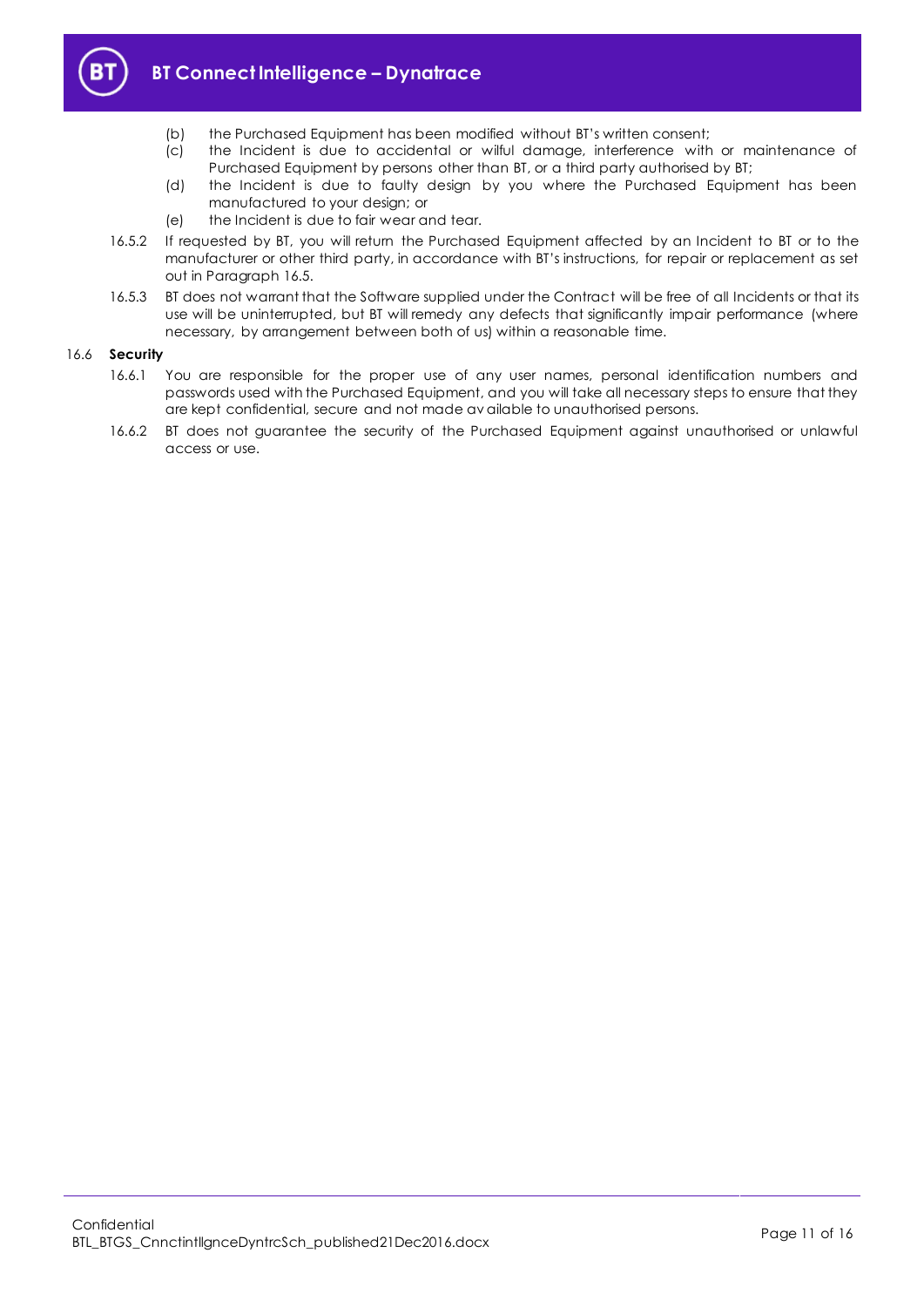(b) the Purchased Equipment has been modified without BT's written consent;

(c) the Incident is due to accidental or wilful damage, interference with or maintenance of Purchased Equipment by persons other than BT, or a third party authorised by BT;

(d) the Incident is due to faulty design by you where the Purchased Equipment has been manufactured to your design; or

(e) the Incident is due to fair wear and tear.

16.5.2 If requested by BT, you will return the Purchased Equipment affected by an Incident to BT or to the manufacturer or other third party, in accordance with BT's instructions, for repair or replacement as set out in Paragraph 16.5.

16.5.3 BT does not warrant that the Software supplied under the Contract will be free of all Incidents or that its use will be uninterrupted, but BT will remedy any defects that significantly impair performance (where necessary, by arrangement between both of us) within a reasonable time.

16.6 **Security**

16.6.1 You are responsible for the proper use of any user names, personal identification numbers and passwords used with the Purchased Equipment, and you will take all necessary steps to ensure that they are kept confidential, secure and not made available to unauthorised persons.

16.6.2 BT does not guarantee the security of the Purchased Equipment against unauthorised or unlawful access or use.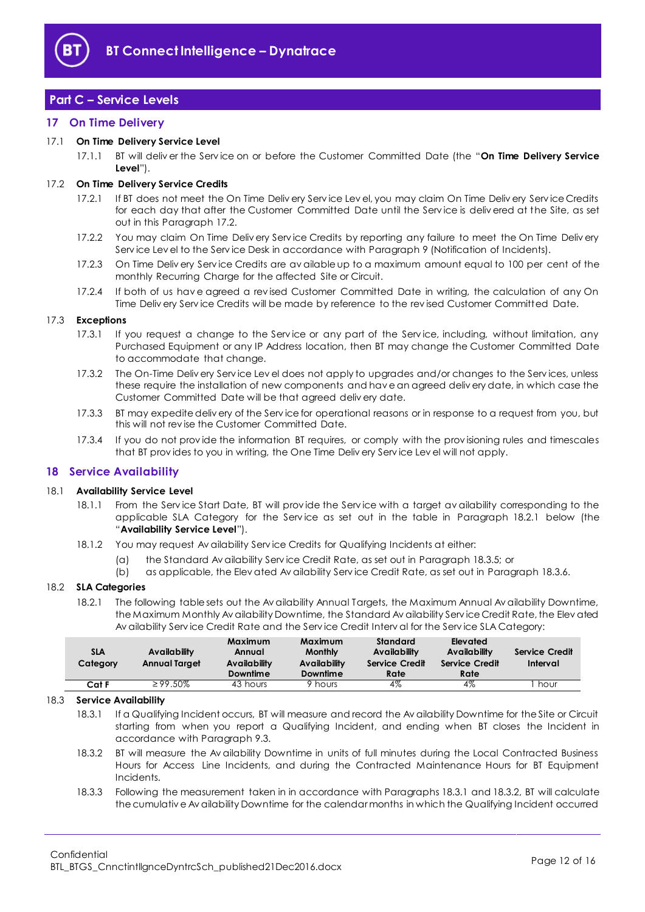## Part C – Service Levels

### 17 On Time Delivery

17.1 **On Time Delivery Service Level**

17.1.1 BT will deliver the Service on or before the Customer Committed Date (the "**On Time Delivery Service Level**").

17.2 **On Time Delivery Service Credits**

17.2.1 If BT does not meet the On Time Delivery Service Level, you may claim On Time Delivery Service Credits for each day that after the Customer Committed Date until the Service is delivered at the Site, as set out in this Paragraph 17.2.

17.2.2 You may claim On Time Delivery Service Credits by reporting any failure to meet the On Time Delivery Service Level to the Service Desk in accordance with Paragraph 9 (Notification of Incidents).

17.2.3 On Time Delivery Service Credits are available up to a maximum amount equal to 100 per cent of the monthly Recurring Charge for the affected Site or Circuit.

17.2.4 If both of us have agreed a revised Customer Committed Date in writing, the calculation of any On Time Delivery Service Credits will be made by reference to the revised Customer Committed Date.

17.3 **Exceptions**

17.3.1 If you request a change to the Service or any part of the Service, including, without limitation, any Purchased Equipment or any IP Address location, then BT may change the Customer Committed Date to accommodate that change.

17.3.2 The On-Time Delivery Service Level does not apply to upgrades and/or changes to the Services, unless these require the installation of new components and have an agreed delivery date, in which case the Customer Committed Date will be that agreed delivery date.

17.3.3 BT may expedite delivery of the Service for operational reasons or in response to a request from you, but this will not revise the Customer Committed Date.

17.3.4 If you do not provide the information BT requires, or comply with the provisioning rules and timescales that BT provides to you in writing, the One Time Delivery Service Level will not apply.

### 18 Service Availability

18.1 **Availability Service Level**

18.1.1 From the Service Start Date, BT will provide the Service with a target availability corresponding to the applicable SLA Category for the Service as set out in the table in Paragraph 18.2.1 below (the "**Availability Service Level**").

18.1.2 You may request Availability Service Credits for Qualifying Incidents at either:

(a) the Standard Availability Service Credit Rate, as set out in Paragraph 18.3.5; or

(b) as applicable, the Elevated Availability Service Credit Rate, as set out in Paragraph 18.3.6.

18.2 **SLA Categories**

18.2.1 The following table sets out the Availability Annual Targets, the Maximum Annual Availability Downtime, the Maximum Monthly Availability Downtime, the Standard Availability Service Credit Rate, the Elevated Availability Service Credit Rate and the Service Credit Interval for the Service SLA Category:

| SLA Category | Availability Annual Target | Maximum Annual Availability Downtime | Maximum Monthly Availability Downtime | Standard Availability Service Credit Rate | Elevated Availability Service Credit Rate | Service Credit Interval |
|---|---|---|---|---|---|---|
| Cat F | ≥ 99.50% | 43 hours | 9 hours | 4% | 4% | 1 hour |

18.3 **Service Availability**

18.3.1 If a Qualifying Incident occurs, BT will measure and record the Availability Downtime for the Site or Circuit starting from when you report a Qualifying Incident, and ending when BT closes the Incident in accordance with Paragraph 9.3.

18.3.2 BT will measure the Availability Downtime in units of full minutes during the Local Contracted Business Hours for Access Line Incidents, and during the Contracted Maintenance Hours for BT Equipment Incidents.

18.3.3 Following the measurement taken in in accordance with Paragraphs 18.3.1 and 18.3.2, BT will calculate the cumulative Availability Downtime for the calendar months in which the Qualifying Incident occurred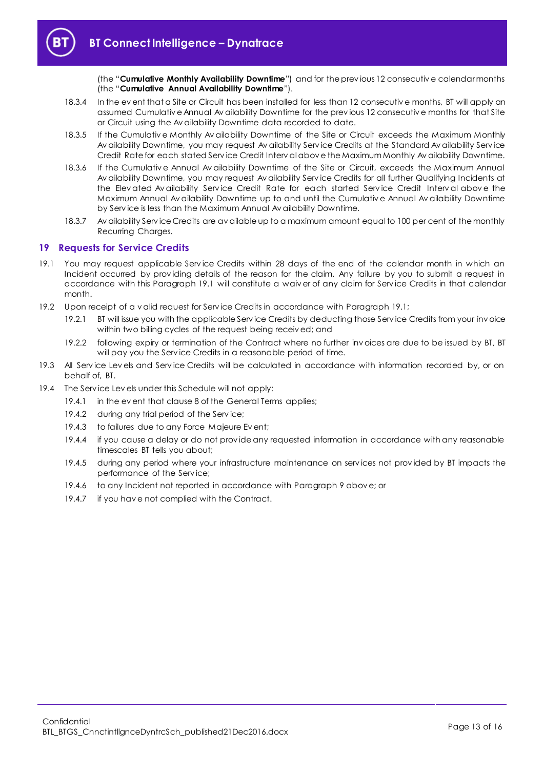(the "**Cumulative Monthly Availability Downtime**") and for the previous 12 consecutive calendar months (the "**Cumulative Annual Availability Downtime**").

18.3.4 In the event that a Site or Circuit has been installed for less than 12 consecutive months, BT will apply an assumed Cumulative Annual Availability Downtime for the previous 12 consecutive months for that Site or Circuit using the Availability Downtime data recorded to date.

18.3.5 If the Cumulative Monthly Availability Downtime of the Site or Circuit exceeds the Maximum Monthly Availability Downtime, you may request Availability Service Credits at the Standard Availability Service Credit Rate for each stated Service Credit Interval above the Maximum Monthly Availability Downtime.

18.3.6 If the Cumulative Annual Availability Downtime of the Site or Circuit, exceeds the Maximum Annual Availability Downtime, you may request Availability Service Credits for all further Qualifying Incidents at the Elevated Availability Service Credit Rate for each started Service Credit Interval above the Maximum Annual Availability Downtime up to and until the Cumulative Annual Availability Downtime by Service is less than the Maximum Annual Availability Downtime.

18.3.7 Availability Service Credits are available up to a maximum amount equal to 100 per cent of the monthly Recurring Charges.

## 19 Requests for Service Credits

19.1 You may request applicable Service Credits within 28 days of the end of the calendar month in which an Incident occurred by providing details of the reason for the claim. Any failure by you to submit a request in accordance with this Paragraph 19.1 will constitute a waiver of any claim for Service Credits in that calendar month.

19.2 Upon receipt of a valid request for Service Credits in accordance with Paragraph 19.1;

19.2.1 BT will issue you with the applicable Service Credits by deducting those Service Credits from your invoice within two billing cycles of the request being received; and

19.2.2 following expiry or termination of the Contract where no further invoices are due to be issued by BT, BT will pay you the Service Credits in a reasonable period of time.

19.3 All Service Levels and Service Credits will be calculated in accordance with information recorded by, or on behalf of, BT.

19.4 The Service Levels under this Schedule will not apply:

19.4.1 in the event that clause 8 of the General Terms applies;

19.4.2 during any trial period of the Service;

19.4.3 to failures due to any Force Majeure Event;

19.4.4 if you cause a delay or do not provide any requested information in accordance with any reasonable timescales BT tells you about;

19.4.5 during any period where your infrastructure maintenance on services not provided by BT impacts the performance of the Service;

19.4.6 to any Incident not reported in accordance with Paragraph 9 above; or

19.4.7 if you have not complied with the Contract.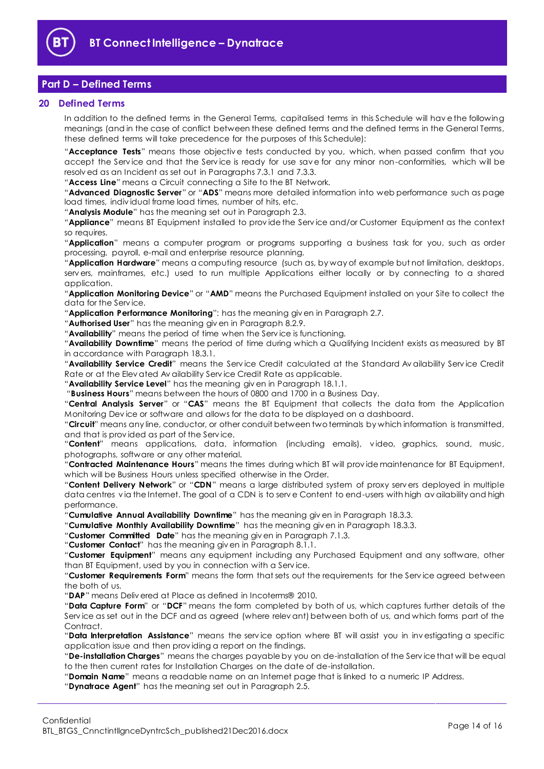## Part D – Defined Terms

### 20 Defined Terms

In addition to the defined terms in the General Terms, capitalised terms in this Schedule will have the following meanings (and in the case of conflict between these defined terms and the defined terms in the General Terms, these defined terms will take precedence for the purposes of this Schedule):

"**Acceptance Tests**" means those objective tests conducted by you, which, when passed confirm that you accept the Service and that the Service is ready for use save for any minor non-conformities, which will be resolved as an Incident as set out in Paragraphs 7.3.1 and 7.3.3.

"**Access Line**" means a Circuit connecting a Site to the BT Network.

"**Advanced Diagnostic Server**" or "**ADS**" means more detailed information into web performance such as page load times, individual frame load times, number of hits, etc.

"**Analysis Module**" has the meaning set out in Paragraph 2.3.

"**Appliance**" means BT Equipment installed to provide the Service and/or Customer Equipment as the context so requires.

"**Application**" means a computer program or programs supporting a business task for you, such as order processing, payroll, e-mail and enterprise resource planning.

"**Application Hardware**" means a computing resource (such as, by way of example but not limitation, desktops, servers, mainframes, etc.) used to run multiple Applications either locally or by connecting to a shared application.

"**Application Monitoring Device**" or "**AMD**" means the Purchased Equipment installed on your Site to collect the data for the Service.

"**Application Performance Monitoring**": has the meaning given in Paragraph 2.7.

"**Authorised User**" has the meaning given in Paragraph 8.2.9.

"**Availability**" means the period of time when the Service is functioning.

"**Availability Downtime**" means the period of time during which a Qualifying Incident exists as measured by BT in accordance with Paragraph 18.3.1.

"**Availability Service Credit**" means the Service Credit calculated at the Standard Availability Service Credit Rate or at the Elevated Availability Service Credit Rate as applicable.

"**Availability Service Level**" has the meaning given in Paragraph 18.1.1.

"**Business Hours**" means between the hours of 0800 and 1700 in a Business Day.

"**Central Analysis Server**" or "**CAS**" means the BT Equipment that collects the data from the Application Monitoring Device or software and allows for the data to be displayed on a dashboard.

"**Circuit**" means any line, conductor, or other conduit between two terminals by which information is transmitted, and that is provided as part of the Service.

"**Content**" means applications, data, information (including emails), video, graphics, sound, music, photographs, software or any other material.

"**Contracted Maintenance Hours**" means the times during which BT will provide maintenance for BT Equipment, which will be Business Hours unless specified otherwise in the Order.

"**Content Delivery Network**" or "**CDN**" means a large distributed system of proxy servers deployed in multiple data centres via the Internet. The goal of a CDN is to serve Content to end-users with high availability and high performance.

"**Cumulative Annual Availability Downtime**" has the meaning given in Paragraph 18.3.3.

"**Cumulative Monthly Availability Downtime**" has the meaning given in Paragraph 18.3.3.

"**Customer Committed Date**" has the meaning given in Paragraph 7.1.3.

"**Customer Contact**" has the meaning given in Paragraph 8.1.1.

"**Customer Equipment**" means any equipment including any Purchased Equipment and any software, other than BT Equipment, used by you in connection with a Service.

"**Customer Requirements Form**" means the form that sets out the requirements for the Service agreed between the both of us.

"**DAP**" means Delivered at Place as defined in Incoterms® 2010.

"**Data Capture Form**" or "**DCF**" means the form completed by both of us, which captures further details of the Service as set out in the DCF and as agreed (where relevant) between both of us, and which forms part of the Contract.

"**Data Interpretation Assistance**" means the service option where BT will assist you in investigating a specific application issue and then providing a report on the findings.

"**De-installation Charges**" means the charges payable by you on de-installation of the Service that will be equal to the then current rates for Installation Charges on the date of de-installation.

"**Domain Name**" means a readable name on an Internet page that is linked to a numeric IP Address.

"**Dynatrace Agent**" has the meaning set out in Paragraph 2.5.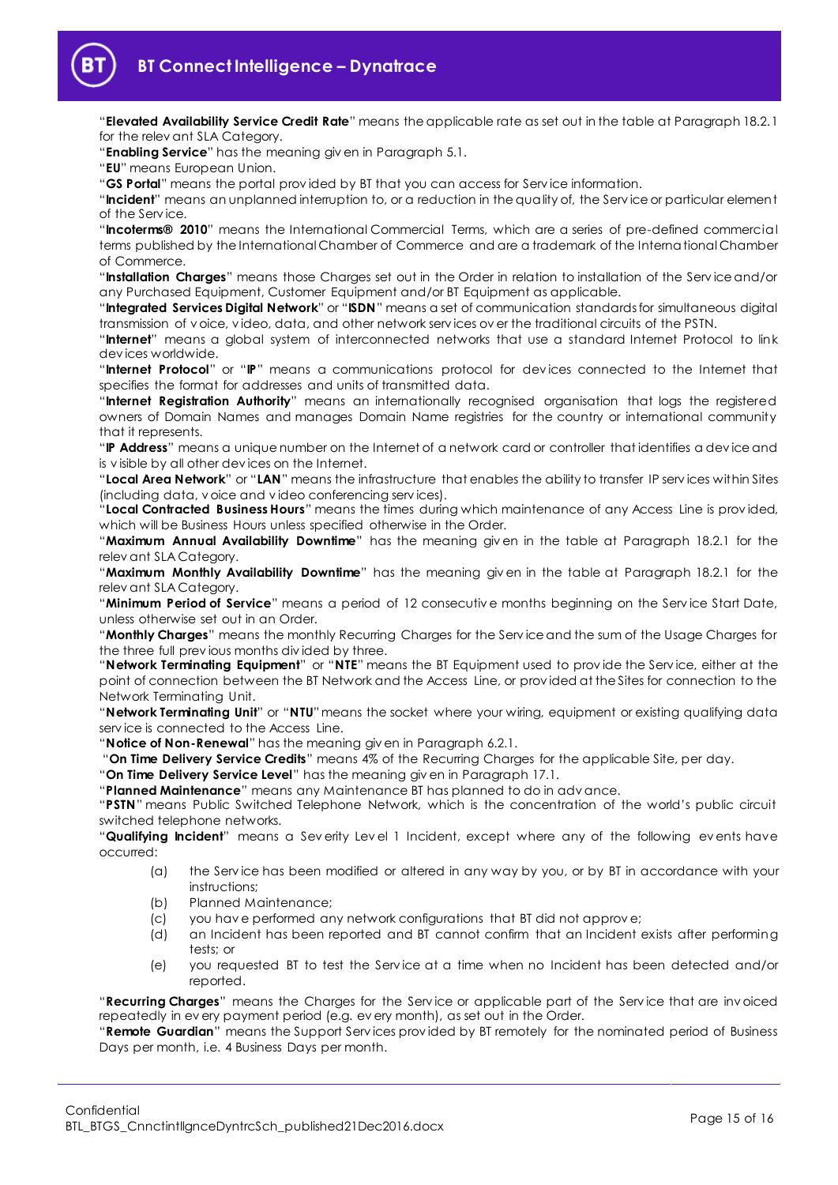"**Elevated Availability Service Credit Rate**" means the applicable rate as set out in the table at Paragraph 18.2.1 for the relevant SLA Category.

"**Enabling Service**" has the meaning given in Paragraph 5.1.

"**EU**" means European Union.

"**GS Portal**" means the portal provided by BT that you can access for Service information.

"**Incident**" means an unplanned interruption to, or a reduction in the quality of, the Service or particular element of the Service.

"**Incoterms® 2010**" means the International Commercial Terms, which are a series of pre-defined commercial terms published by the International Chamber of Commerce and are a trademark of the International Chamber of Commerce.

"**Installation Charges**" means those Charges set out in the Order in relation to installation of the Service and/or any Purchased Equipment, Customer Equipment and/or BT Equipment as applicable.

"**Integrated Services Digital Network**" or "**ISDN**" means a set of communication standards for simultaneous digital transmission of voice, video, data, and other network services over the traditional circuits of the PSTN.

"**Internet**" means a global system of interconnected networks that use a standard Internet Protocol to link devices worldwide.

"**Internet Protocol**" or "**IP**" means a communications protocol for devices connected to the Internet that specifies the format for addresses and units of transmitted data.

"**Internet Registration Authority**" means an internationally recognised organisation that logs the registered owners of Domain Names and manages Domain Name registries for the country or international community that it represents.

"**IP Address**" means a unique number on the Internet of a network card or controller that identifies a device and is visible by all other devices on the Internet.

"**Local Area Network**" or "**LAN**" means the infrastructure that enables the ability to transfer IP services within Sites (including data, voice and video conferencing services).

"**Local Contracted Business Hours**" means the times during which maintenance of any Access Line is provided, which will be Business Hours unless specified otherwise in the Order.

"**Maximum Annual Availability Downtime**" has the meaning given in the table at Paragraph 18.2.1 for the relevant SLA Category.

"**Maximum Monthly Availability Downtime**" has the meaning given in the table at Paragraph 18.2.1 for the relevant SLA Category.

"**Minimum Period of Service**" means a period of 12 consecutive months beginning on the Service Start Date, unless otherwise set out in an Order.

"**Monthly Charges**" means the monthly Recurring Charges for the Service and the sum of the Usage Charges for the three full previous months divided by three.

"**Network Terminating Equipment**" or "**NTE**" means the BT Equipment used to provide the Service, either at the point of connection between the BT Network and the Access Line, or provided at the Sites for connection to the Network Terminating Unit.

"**Network Terminating Unit**" or "**NTU**" means the socket where your wiring, equipment or existing qualifying data service is connected to the Access Line.

"**Notice of Non-Renewal**" has the meaning given in Paragraph 6.2.1.

"**On Time Delivery Service Credits**" means 4% of the Recurring Charges for the applicable Site, per day.

"**On Time Delivery Service Level**" has the meaning given in Paragraph 17.1.

"**Planned Maintenance**" means any Maintenance BT has planned to do in advance.

"**PSTN**" means Public Switched Telephone Network, which is the concentration of the world's public circuit switched telephone networks.

"**Qualifying Incident**" means a Severity Level 1 Incident, except where any of the following events have occurred:

(a) the Service has been modified or altered in any way by you, or by BT in accordance with your instructions;

(b) Planned Maintenance;

(c) you have performed any network configurations that BT did not approve;

(d) an Incident has been reported and BT cannot confirm that an Incident exists after performing tests; or

(e) you requested BT to test the Service at a time when no Incident has been detected and/or reported.

"**Recurring Charges**" means the Charges for the Service or applicable part of the Service that are invoiced repeatedly in every payment period (e.g. every month), as set out in the Order.

"**Remote Guardian**" means the Support Services provided by BT remotely for the nominated period of Business Days per month, i.e. 4 Business Days per month.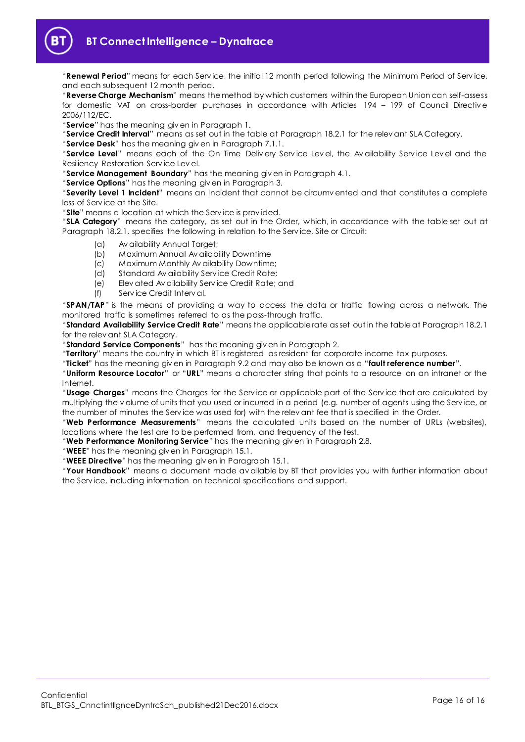"**Renewal Period**" means for each Service, the initial 12 month period following the Minimum Period of Service, and each subsequent 12 month period.

"**Reverse Charge Mechanism**" means the method by which customers within the European Union can self-assess for domestic VAT on cross-border purchases in accordance with Articles 194 – 199 of Council Directive 2006/112/EC.

"**Service**" has the meaning given in Paragraph 1.

"**Service Credit Interval**" means as set out in the table at Paragraph 18.2.1 for the relevant SLA Category.

"**Service Desk**" has the meaning given in Paragraph 7.1.1.

"**Service Level**" means each of the On Time Delivery Service Level, the Availability Service Level and the Resiliency Restoration Service Level.

"**Service Management Boundary**" has the meaning given in Paragraph 4.1.

"**Service Options**" has the meaning given in Paragraph 3.

"**Severity Level 1 Incident**" means an Incident that cannot be circumvented and that constitutes a complete loss of Service at the Site.

"**Site**" means a location at which the Service is provided.

"**SLA Category**" means the category, as set out in the Order, which, in accordance with the table set out at Paragraph 18.2.1, specifies the following in relation to the Service, Site or Circuit:

(a) Availability Annual Target;
(b) Maximum Annual Availability Downtime
(c) Maximum Monthly Availability Downtime;
(d) Standard Availability Service Credit Rate;
(e) Elevated Availability Service Credit Rate; and
(f) Service Credit Interval.

"**SPAN/TAP**" is the means of providing a way to access the data or traffic flowing across a network. The monitored traffic is sometimes referred to as the pass-through traffic.

"**Standard Availability Service Credit Rate**" means the applicable rate as set out in the table at Paragraph 18.2.1 for the relevant SLA Category.

"**Standard Service Components**" has the meaning given in Paragraph 2.

"**Territory**" means the country in which BT is registered as resident for corporate income tax purposes.

"**Ticket**" has the meaning given in Paragraph 9.2 and may also be known as a "**fault reference number**".

"**Uniform Resource Locator**" or "**URL**" means a character string that points to a resource on an intranet or the Internet.

"**Usage Charges**" means the Charges for the Service or applicable part of the Service that are calculated by multiplying the volume of units that you used or incurred in a period (e.g. number of agents using the Service, or the number of minutes the Service was used for) with the relevant fee that is specified in the Order.

"**Web Performance Measurements**" means the calculated units based on the number of URLs (websites), locations where the test are to be performed from, and frequency of the test.

"**Web Performance Monitoring Service**" has the meaning given in Paragraph 2.8.

"**WEEE**" has the meaning given in Paragraph 15.1.

"**WEEE Directive**" has the meaning given in Paragraph 15.1.

"**Your Handbook**" means a document made available by BT that provides you with further information about the Service, including information on technical specifications and support.